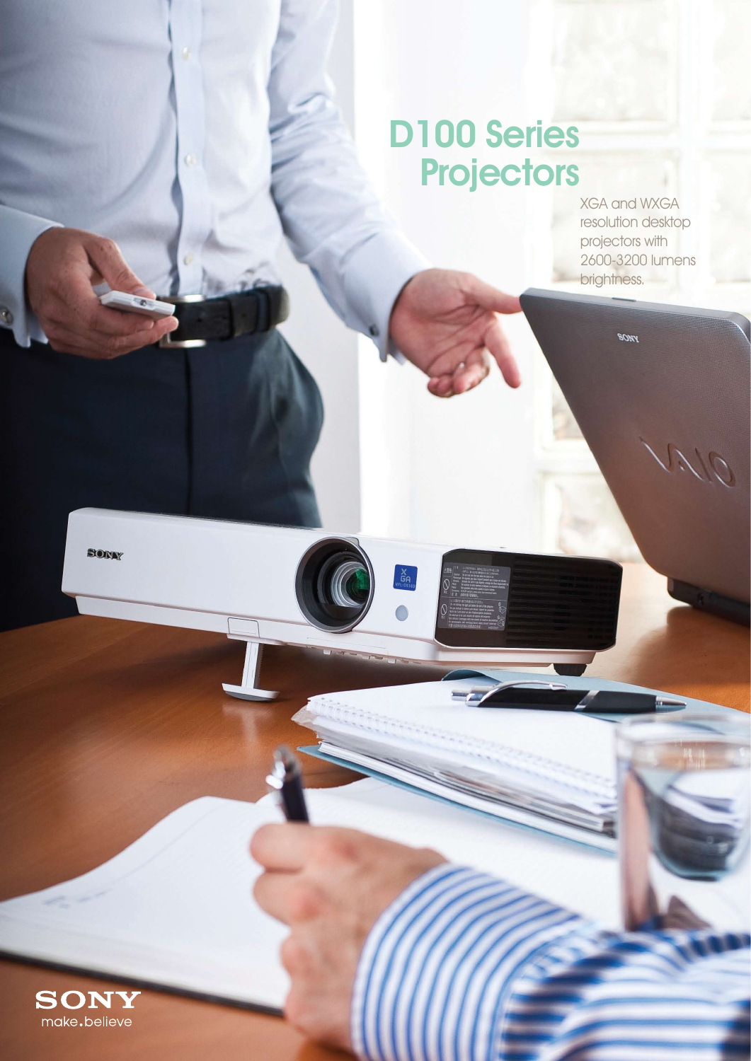# D100 Series Projectors

XGA and WXGA resolution desktop projectors with 2600-3200 lumens brightness.

SONY
make.believe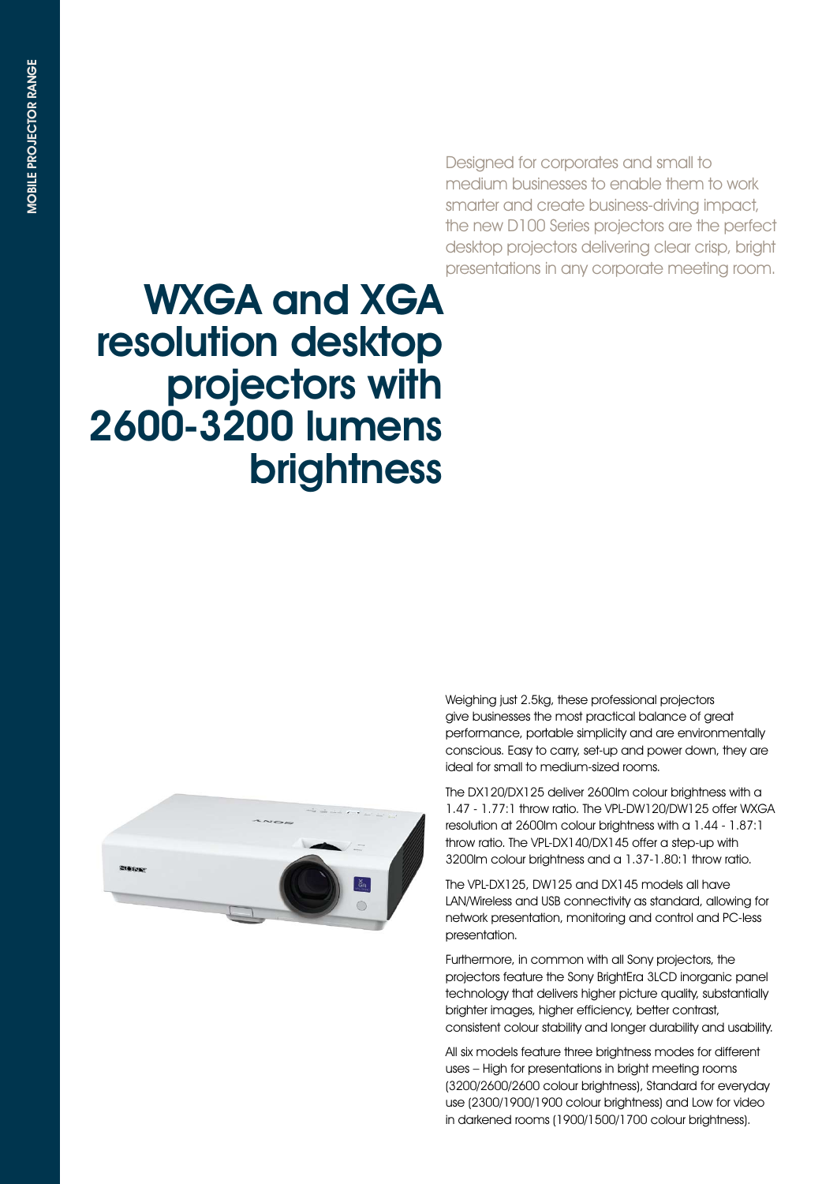Designed for corporates and small to medium businesses to enable them to work smarter and create business-driving impact, the new D100 Series projectors are the perfect desktop projectors delivering clear crisp, bright presentations in any corporate meeting room.

# WXGA and XGA resolution desktop projectors with 2600-3200 lumens brightness

Weighing just 2.5kg, these professional projectors give businesses the most practical balance of great performance, portable simplicity and are environmentally conscious. Easy to carry, set-up and power down, they are ideal for small to medium-sized rooms.

The DX120/DX125 deliver 2600lm colour brightness with a 1.47 - 1.77:1 throw ratio. The VPL-DW120/DW125 offer WXGA resolution at 2600lm colour brightness with a 1.44 - 1.87:1 throw ratio. The VPL-DX140/DX145 offer a step-up with 3200lm colour brightness and a 1.37-1.80:1 throw ratio.

The VPL-DX125, DW125 and DX145 models all have LAN/Wireless and USB connectivity as standard, allowing for network presentation, monitoring and control and PC-less presentation.

Furthermore, in common with all Sony projectors, the projectors feature the Sony BrightEra 3LCD inorganic panel technology that delivers higher picture quality, substantially brighter images, higher efficiency, better contrast, consistent colour stability and longer durability and usability.

All six models feature three brightness modes for different uses – High for presentations in bright meeting rooms (3200/2600/2600 colour brightness), Standard for everyday use (2300/1900/1900 colour brightness) and Low for video in darkened rooms (1900/1500/1700 colour brightness).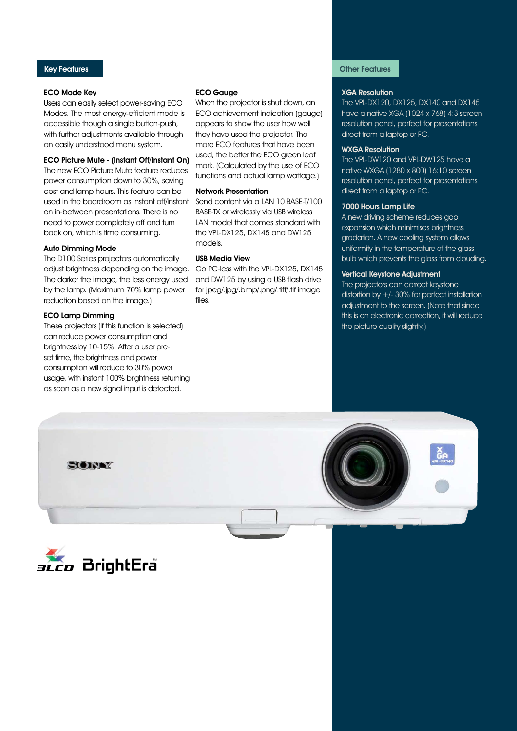## Key Features

### ECO Mode Key

Users can easily select power-saving ECO Modes. The most energy-efficient mode is accessible though a single button-push, with further adjustments available through an easily understood menu system.

### ECO Picture Mute - (Instant Off/Instant On)

The new ECO Picture Mute feature reduces power consumption down to 30%, saving cost and lamp hours. This feature can be used in the boardroom as instant off/instant on in-between presentations. There is no need to power completely off and turn back on, which is time consuming.

### Auto Dimming Mode

The D100 Series projectors automatically adjust brightness depending on the image. The darker the image, the less energy used by the lamp. (Maximum 70% lamp power reduction based on the image.)

### ECO Lamp Dimming

These projectors (if this function is selected) can reduce power consumption and brightness by 10-15%. After a user pre-set time, the brightness and power consumption will reduce to 30% power usage, with instant 100% brightness returning as soon as a new signal input is detected.

### ECO Gauge

When the projector is shut down, an ECO achievement indication (gauge) appears to show the user how well they have used the projector. The more ECO features that have been used, the better the ECO green leaf mark. (Calculated by the use of ECO functions and actual lamp wattage.)

### Network Presentation

Send content via a LAN 10 BASE-T/100 BASE-TX or wirelessly via USB wireless LAN model that comes standard with the VPL-DX125, DX145 and DW125 models.

### USB Media View

Go PC-less with the VPL-DX125, DX145 and DW125 by using a USB flash drive for jpeg/.jpg/.bmp/.png/.tiff/.tif image files.

## Other Features

### XGA Resolution

The VPL-DX120, DX125, DX140 and DX145 have a native XGA (1024 x 768) 4:3 screen resolution panel, perfect for presentations direct from a laptop or PC.

### WXGA Resolution

The VPL-DW120 and VPL-DW125 have a native WXGA (1280 x 800) 16:10 screen resolution panel, perfect for presentations direct from a laptop or PC.

### 7000 Hours Lamp Life

A new driving scheme reduces gap expansion which minimises brightness gradation. A new cooling system allows uniformity in the temperature of the glass bulb which prevents the glass from clouding.

### Vertical Keystone Adjustment

The projectors can correct keystone distortion by +/- 30% for perfect installation adjustment to the screen. (Note that since this is an electronic correction, it will reduce the picture quality slightly.)

3LCD BrightEra™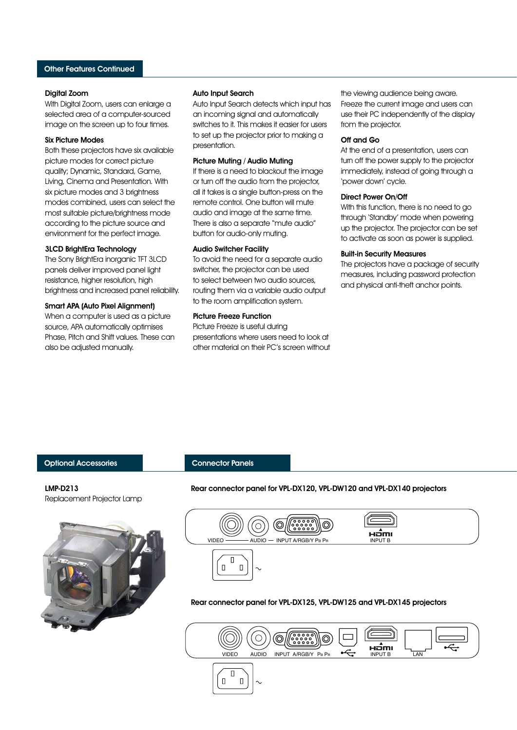## Other Features Continued

### Digital Zoom
With Digital Zoom, users can enlarge a selected area of a computer-sourced image on the screen up to four times.

### Six Picture Modes
Both these projectors have six available picture modes for correct picture quality; Dynamic, Standard, Game, Living, Cinema and Presentation. With six picture modes and 3 brightness modes combined, users can select the most suitable picture/brightness mode according to the picture source and environment for the perfect image.

### 3LCD BrightEra Technology
The Sony BrightEra inorganic TFT 3LCD panels deliver improved panel light resistance, higher resolution, high brightness and increased panel reliability.

### Smart APA (Auto Pixel Alignment)
When a computer is used as a picture source, APA automatically optimises Phase, Pitch and Shift values. These can also be adjusted manually.

### Auto Input Search
Auto Input Search detects which input has an incoming signal and automatically switches to it. This makes it easier for users to set up the projector prior to making a presentation.

### Picture Muting / Audio Muting
If there is a need to blackout the image or turn off the audio from the projector, all it takes is a single button-press on the remote control. One button will mute audio and image at the same time. There is also a separate "mute audio" button for audio-only muting.

### Audio Switcher Facility
To avoid the need for a separate audio switcher, the projector can be used to select between two audio sources, routing them via a variable audio output to the room amplification system.

### Picture Freeze Function
Picture Freeze is useful during presentations where users need to look at other material on their PC's screen without the viewing audience being aware. Freeze the current image and users can use their PC independently of the display from the projector.

### Off and Go
At the end of a presentation, users can turn off the power supply to the projector immediately, instead of going through a 'power down' cycle.

### Direct Power On/Off
With this function, there is no need to go through 'Standby' mode when powering up the projector. The projector can be set to activate as soon as power is supplied.

### Built-in Security Measures
The projectors have a package of security measures, including password protection and physical anti-theft anchor points.

## Optional Accessories

**LMP-D213**
Replacement Projector Lamp

## Connector Panels

**Rear connector panel for VPL-DX120, VPL-DW120 and VPL-DX140 projectors**

VIDEO
AUDIO
INPUT A/RGB/Y PB PR
HDMI
INPUT B
~

**Rear connector panel for VPL-DX125, VPL-DW125 and VPL-DX145 projectors**

VIDEO
AUDIO
INPUT A/RGB/Y PB PR
HDMI
INPUT B
LAN
~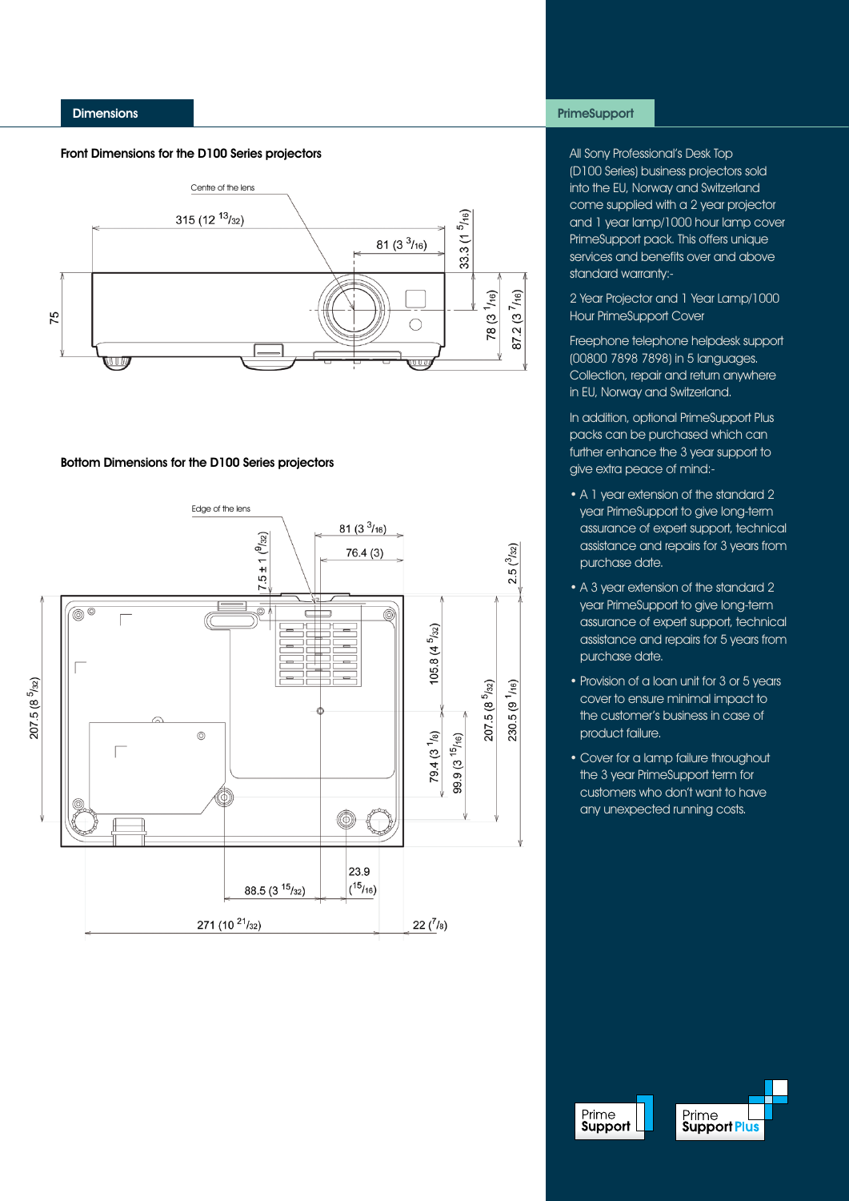## Dimensions

### Front Dimensions for the D100 Series projectors

Centre of the lens

315 (12 13/32)

81 (3 3/16)

33.3 (1 5/16)

75

78 (3 1/16)

87.2 (3 7/16)

### Bottom Dimensions for the D100 Series projectors

Edge of the lens

81 (3 3/16)

76.4 (3)

7.5 ± 1 (9/32)

2.5 (3/32)

207.5 (8 5/32)

105.8 (4 5/32)

79.4 (3 1/8)

99.9 (3 15/16)

207.5 (8 5/32)

230.5 (9 1/16)

23.9 (15/16)

88.5 (3 15/32)

271 (10 21/32)

22 (7/8)

## PrimeSupport

All Sony Professional's Desk Top (D100 Series) business projectors sold into the EU, Norway and Switzerland come supplied with a 2 year projector and 1 year lamp/1000 hour lamp cover PrimeSupport pack. This offers unique services and benefits over and above standard warranty:-

2 Year Projector and 1 Year Lamp/1000 Hour PrimeSupport Cover

Freephone telephone helpdesk support (00800 7898 7898) in 5 languages. Collection, repair and return anywhere in EU, Norway and Switzerland.

In addition, optional PrimeSupport Plus packs can be purchased which can further enhance the 3 year support to give extra peace of mind:-

- A 1 year extension of the standard 2 year PrimeSupport to give long-term assurance of expert support, technical assistance and repairs for 3 years from purchase date.
- A 3 year extension of the standard 2 year PrimeSupport to give long-term assurance of expert support, technical assistance and repairs for 5 years from purchase date.
- Provision of a loan unit for 3 or 5 years cover to ensure minimal impact to the customer's business in case of product failure.
- Cover for a lamp failure throughout the 3 year PrimeSupport term for customers who don't want to have any unexpected running costs.

Prime Support

Prime Support Plus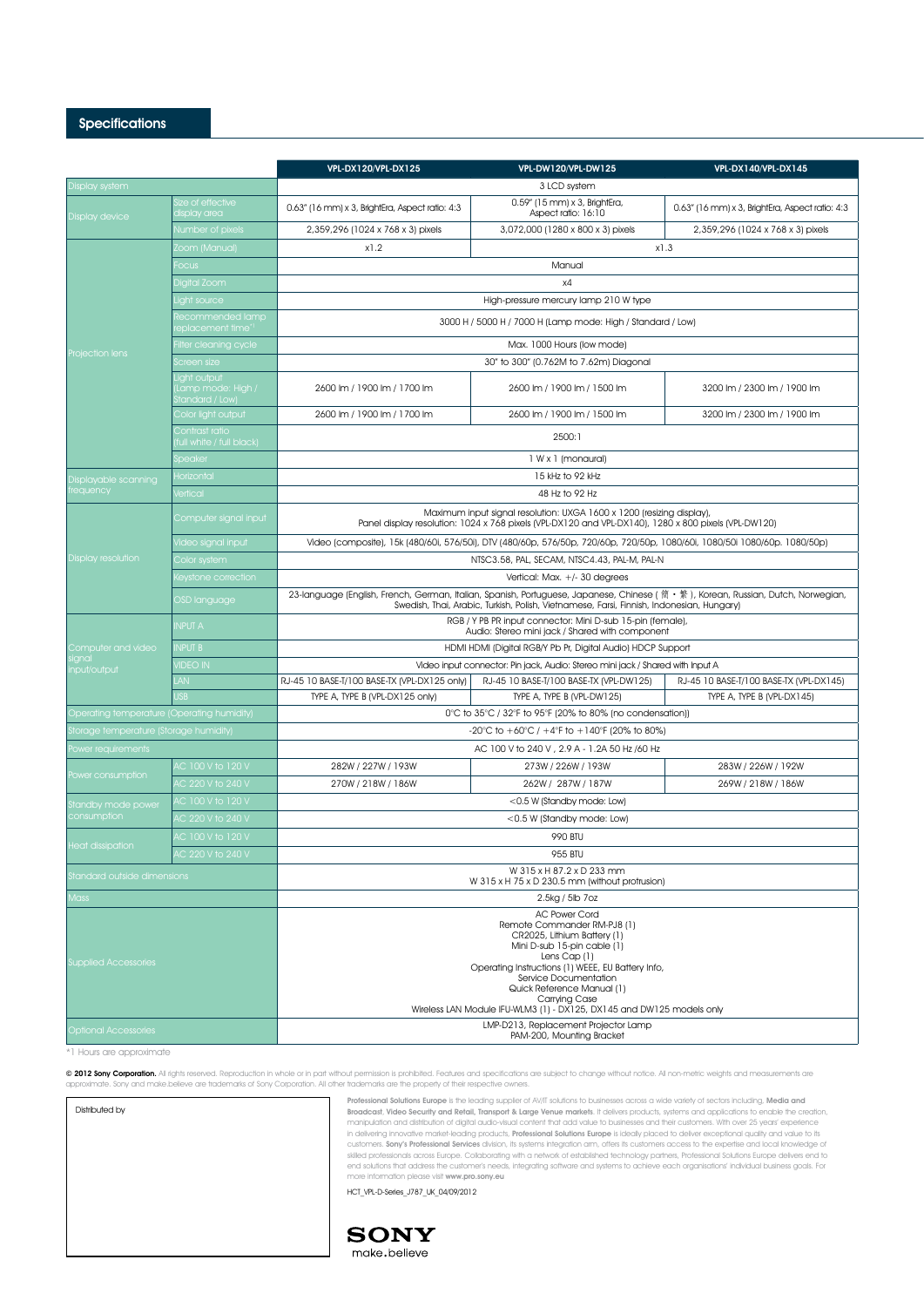## Specifications

| | | VPL-DX120/VPL-DX125 | VPL-DW120/VPL-DW125 | VPL-DX140/VPL-DX145 |
|---|---|---|---|---|
| Display system | | 3 LCD system | | |
| Display device | Size of effective display area | 0.63" (16 mm) x 3, BrightEra, Aspect ratio: 4:3 | 0.59" (15 mm) x 3, BrightEra, Aspect ratio: 16:10 | 0.63" (16 mm) x 3, BrightEra, Aspect ratio: 4:3 |
| | Number of pixels | 2,359,296 (1024 x 768 x 3) pixels | 3,072,000 (1280 x 800 x 3) pixels | 2,359,296 (1024 x 768 x 3) pixels |
| Projection lens | Zoom (Manual) | x1.2 | x1.3 | |
| | Focus | Manual | | |
| | Digital Zoom | x4 | | |
| | Light source | High-pressure mercury lamp 210 W type | | |
| | Recommended lamp replacement time*1 | 3000 H / 5000 H / 7000 H (Lamp mode: High / Standard / Low) | | |
| | Filter cleaning cycle | Max. 1000 Hours (low mode) | | |
| | Screen size | 30" to 300" (0.762M to 7.62m) Diagonal | | |
| | Light output (Lamp mode: High / Standard / Low) | 2600 lm / 1900 lm / 1700 lm | 2600 lm / 1900 lm / 1500 lm | 3200 lm / 2300 lm / 1900 lm |
| | Color light output | 2600 lm / 1900 lm / 1700 lm | 2600 lm / 1900 lm / 1500 lm | 3200 lm / 2300 lm / 1900 lm |
| | Contrast ratio (full white / full black) | 2500:1 | | |
| | Speaker | 1 W x 1 (monaural) | | |
| Displayable scanning frequency | Horizontal | 15 kHz to 92 kHz | | |
| | Vertical | 48 Hz to 92 Hz | | |
| Display resolution | Computer signal input | Maximum input signal resolution: UXGA 1600 x 1200 (resizing display), Panel display resolution: 1024 x 768 pixels (VPL-DX120 and VPL-DX140), 1280 x 800 pixels (VPL-DW120) | | |
| | Video signal input | Video (composite), 15k (480/60i, 576/50i), DTV (480/60p, 576/50p, 720/60p, 720/50p, 1080/60i, 1080/50i 1080/60p. 1080/50p) | | |
| | Color system | NTSC3.58, PAL, SECAM, NTSC4.43, PAL-M, PAL-N | | |
| | Keystone correction | Vertical: Max. +/- 30 degrees | | |
| | OSD language | 23-language (English, French, German, Italian, Spanish, Portuguese, Japanese, Chinese ( 簡・繁 ), Korean, Russian, Dutch, Norwegian, Swedish, Thai, Arabic, Turkish, Polish, Vietnamese, Farsi, Finnish, Indonesian, Hungary) | | |
| Computer and video signal input/output | INPUT A | RGB / Y PB PR input connector: Mini D-sub 15-pin (female), Audio: Stereo mini jack / Shared with component | | |
| | INPUT B | HDMI HDMI (Digital RGB/Y Pb Pr, Digital Audio) HDCP Support | | |
| | VIDEO IN | Video input connector: Pin jack, Audio: Stereo mini jack / Shared with Input A | | |
| | LAN | RJ-45 10 BASE-T/100 BASE-TX (VPL-DX125 only) | RJ-45 10 BASE-T/100 BASE-TX (VPL-DW125) | RJ-45 10 BASE-T/100 BASE-TX (VPL-DX145) |
| | USB | TYPE A, TYPE B (VPL-DX125 only) | TYPE A, TYPE B (VPL-DW125) | TYPE A, TYPE B (VPL-DX145) |
| Operating temperature (Operating humidity) | | 0°C to 35°C / 32°F to 95°F (20% to 80% (no condensation)) | | |
| Storage temperature (Storage humidity) | | -20°C to +60°C / +4°F to +140°F (20% to 80%) | | |
| Power requirements | | AC 100 V to 240 V , 2.9 A - 1.2A 50 Hz /60 Hz | | |
| Power consumption | AC 100 V to 120 V | 282W / 227W / 193W | 273W / 226W / 193W | 283W / 226W / 192W |
| | AC 220 V to 240 V | 270W / 218W / 186W | 262W / 287W / 187W | 269W / 218W / 186W |
| Standby mode power consumption | AC 100 V to 120 V | <0.5 W (Standby mode: Low) | | |
| | AC 220 V to 240 V | <0.5 W (Standby mode: Low) | | |
| Heat dissipation | AC 100 V to 120 V | 990 BTU | | |
| | AC 220 V to 240 V | 955 BTU | | |
| Standard outside dimensions | | W 315 x H 87.2 x D 233 mm W 315 x H 75 x D 230.5 mm (without protrusion) | | |
| Mass | | 2.5kg / 5lb 7oz | | |
| Supplied Accessories | | AC Power Cord, Remote Commander RM-PJ8 (1), CR2025, Lithium Battery (1), Mini D-sub 15-pin cable (1), Lens Cap (1), Operating Instructions (1) WEEE, EU Battery Info, Service Documentation, Quick Reference Manual (1), Carrying Case, Wireless LAN Module IFU-WLM3 (1) - DX125, DX145 and DW125 models only | | |
| Optional Accessories | | LMP-D213, Replacement Projector Lamp, PAM-200, Mounting Bracket | | |

*1 Hours are approximate

**© 2012 Sony Corporation.** All rights reserved. Reproduction in whole or in part without permission is prohibited. Features and specifications are subject to change without notice. All non-metric weights and measurements are approximate. Sony and make.believe are trademarks of Sony Corporation. All other trademarks are the property of their respective owners.

Distributed by

**Professional Solutions Europe** is the leading supplier of AV/IT solutions to businesses across a wide variety of sectors including, **Media and Broadcast**, **Video Security and Retail, Transport & Large Venue markets**. It delivers products, systems and applications to enable the creation, manipulation and distribution of digital audio-visual content that add value to businesses and their customers. With over 25 years' experience in delivering innovative market-leading products, **Professional Solutions Europe** is ideally placed to deliver exceptional quality and value to its customers. **Sony's Professional Services** division, its systems integration arm, offers its customers access to the expertise and local knowledge of skilled professionals across Europe. Collaborating with a network of established technology partners, Professional Solutions Europe delivers end to end solutions that address the customer's needs, integrating software and systems to achieve each organisations' individual business goals. For more information please visit **www.pro.sony.eu**

HCT_VPL-D-Series_J787_UK_04/09/2012

SONY
make.believe